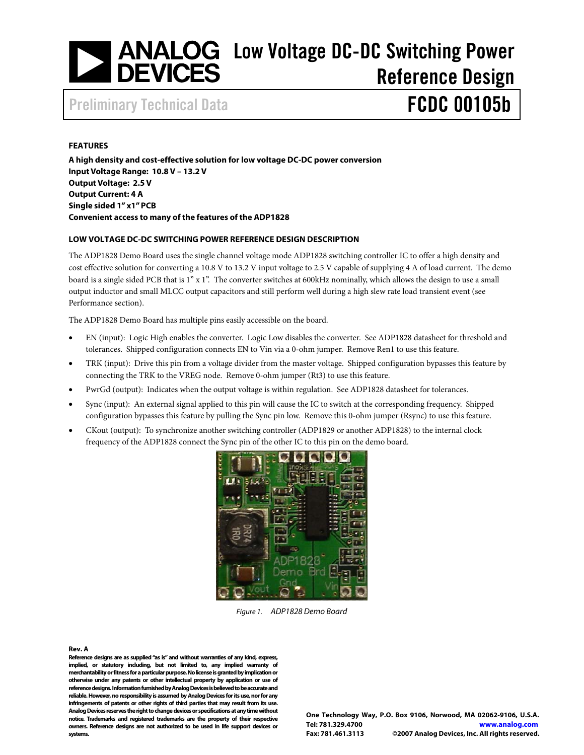# Low Voltage DC-DC Switching Power Reference Design

Preliminary Technical Data

# FCDC 00105b

## FEATURES

**A high density and cost-effective solution for low voltage DC-DC power conversion**
**Input Voltage Range: 10.8 V – 13.2 V**
**Output Voltage: 2.5 V**
**Output Current: 4 A**
**Single sided 1" x1" PCB**
**Convenient access to many of the features of the ADP1828**

## LOW VOLTAGE DC-DC SWITCHING POWER REFERENCE DESIGN DESCRIPTION

The ADP1828 Demo Board uses the single channel voltage mode ADP1828 switching controller IC to offer a high density and cost effective solution for converting a 10.8 V to 13.2 V input voltage to 2.5 V capable of supplying 4 A of load current. The demo board is a single sided PCB that is 1" x 1". The converter switches at 600kHz nominally, which allows the design to use a small output inductor and small MLCC output capacitors and still perform well during a high slew rate load transient event (see Performance section).

The ADP1828 Demo Board has multiple pins easily accessible on the board.

- EN (input): Logic High enables the converter. Logic Low disables the converter. See ADP1828 datasheet for threshold and tolerances. Shipped configuration connects EN to Vin via a 0-ohm jumper. Remove Ren1 to use this feature.
- TRK (input): Drive this pin from a voltage divider from the master voltage. Shipped configuration bypasses this feature by connecting the TRK to the VREG node. Remove 0-ohm jumper (Rt3) to use this feature.
- PwrGd (output): Indicates when the output voltage is within regulation. See ADP1828 datasheet for tolerances.
- Sync (input): An external signal applied to this pin will cause the IC to switch at the corresponding frequency. Shipped configuration bypasses this feature by pulling the Sync pin low. Remove this 0-ohm jumper (Rsync) to use this feature.
- CKout (output): To synchronize another switching controller (ADP1829 or another ADP1828) to the internal clock frequency of the ADP1828 connect the Sync pin of the other IC to this pin on the demo board.

*Figure 1. ADP1828 Demo Board*

**Rev. A**
**Reference designs are as supplied "as is" and without warranties of any kind, express, implied, or statutory including, but not limited to, any implied warranty of merchantability or fitness for a particular purpose. No license is granted by implication or otherwise under any patents or other intellectual property by application or use of reference designs. Information furnished by Analog Devices is believed to be accurate and reliable. However, no responsibility is assumed by Analog Devices for its use, nor for any infringements of patents or other rights of third parties that may result from its use. Analog Devices reserves the right to change devices or specifications at any time without notice. Trademarks and registered trademarks are the property of their respective owners. Reference designs are not authorized to be used in life support devices or systems.**

**One Technology Way, P.O. Box 9106, Norwood, MA 02062-9106, U.S.A.**
**Tel: 781.329.4700** **www.analog.com**
**Fax: 781.461.3113** **©2007 Analog Devices, Inc. All rights reserved.**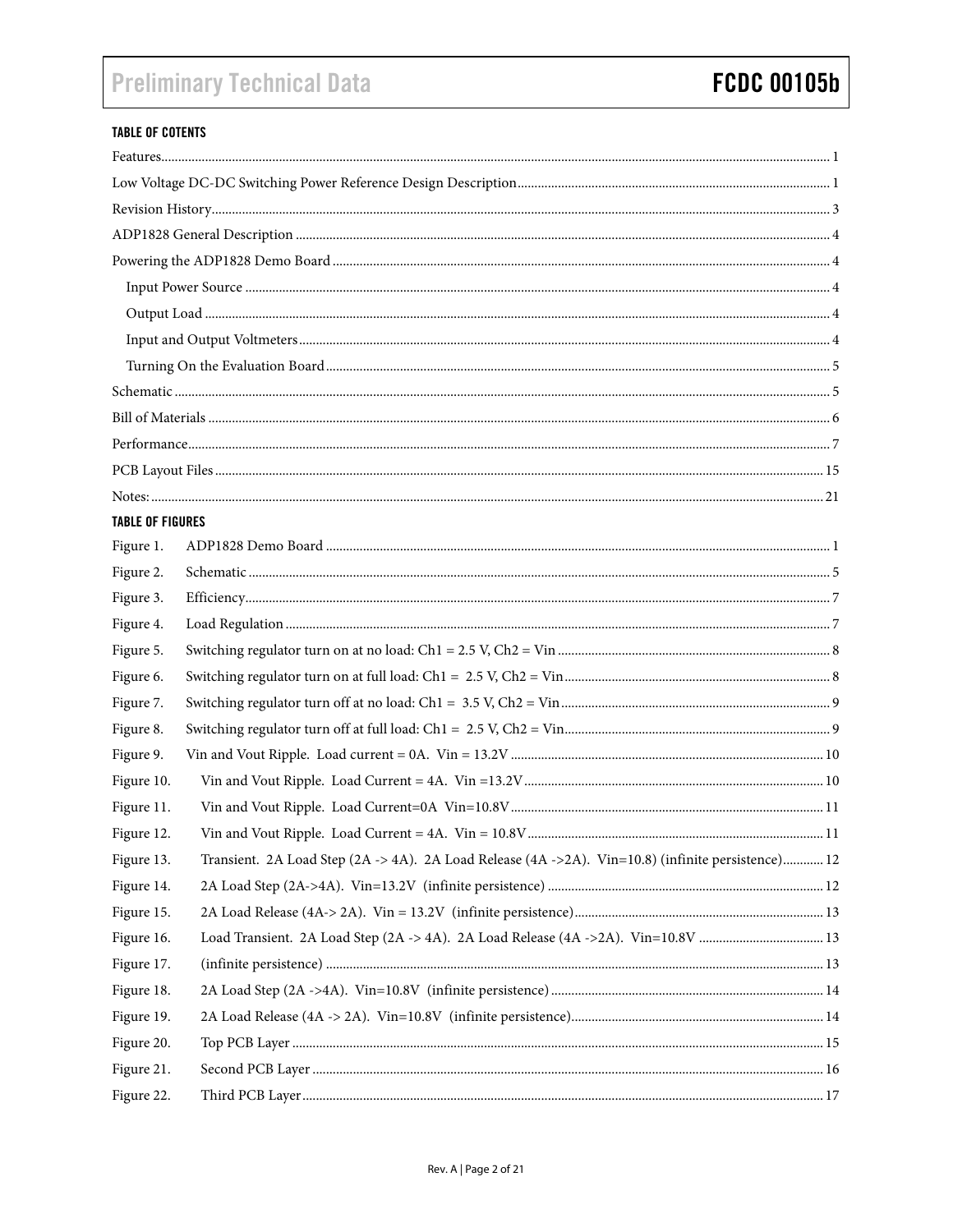### TABLE OF COTENTS

Features ........ 1

Low Voltage DC-DC Switching Power Reference Design Description ........ 1

Revision History ........ 3

ADP1828 General Description ........ 4

Powering the ADP1828 Demo Board ........ 4

- Input Power Source ........ 4
- Output Load ........ 4
- Input and Output Voltmeters ........ 4
- Turning On the Evaluation Board ........ 5

Schematic ........ 5

Bill of Materials ........ 6

Performance ........ 7

PCB Layout Files ........ 15

Notes: ........ 21

### TABLE OF FIGURES

Figure 1. ADP1828 Demo Board ........ 1

Figure 2. Schematic ........ 5

Figure 3. Efficiency ........ 7

Figure 4. Load Regulation ........ 7

Figure 5. Switching regulator turn on at no load: Ch1 = 2.5 V, Ch2 = Vin ........ 8

Figure 6. Switching regulator turn on at full load: Ch1 = 2.5 V, Ch2 = Vin ........ 8

Figure 7. Switching regulator turn off at no load: Ch1 = 3.5 V, Ch2 = Vin ........ 9

Figure 8. Switching regulator turn off at full load: Ch1 = 2.5 V, Ch2 = Vin ........ 9

Figure 9. Vin and Vout Ripple. Load current = 0A. Vin = 13.2V ........ 10

Figure 10. Vin and Vout Ripple. Load Current = 4A. Vin =13.2V ........ 10

Figure 11. Vin and Vout Ripple. Load Current=0A Vin=10.8V ........ 11

Figure 12. Vin and Vout Ripple. Load Current = 4A. Vin = 10.8V ........ 11

Figure 13. Transient. 2A Load Step (2A -> 4A). 2A Load Release (4A ->2A). Vin=10.8) (infinite persistence) ........ 12

Figure 14. 2A Load Step (2A->4A). Vin=13.2V (infinite persistence) ........ 12

Figure 15. 2A Load Release (4A-> 2A). Vin = 13.2V (infinite persistence) ........ 13

Figure 16. Load Transient. 2A Load Step (2A -> 4A). 2A Load Release (4A ->2A). Vin=10.8V ........ 13

Figure 17. (infinite persistence) ........ 13

Figure 18. 2A Load Step (2A ->4A). Vin=10.8V (infinite persistence) ........ 14

Figure 19. 2A Load Release (4A -> 2A). Vin=10.8V (infinite persistence) ........ 14

Figure 20. Top PCB Layer ........ 15

Figure 21. Second PCB Layer ........ 16

Figure 22. Third PCB Layer ........ 17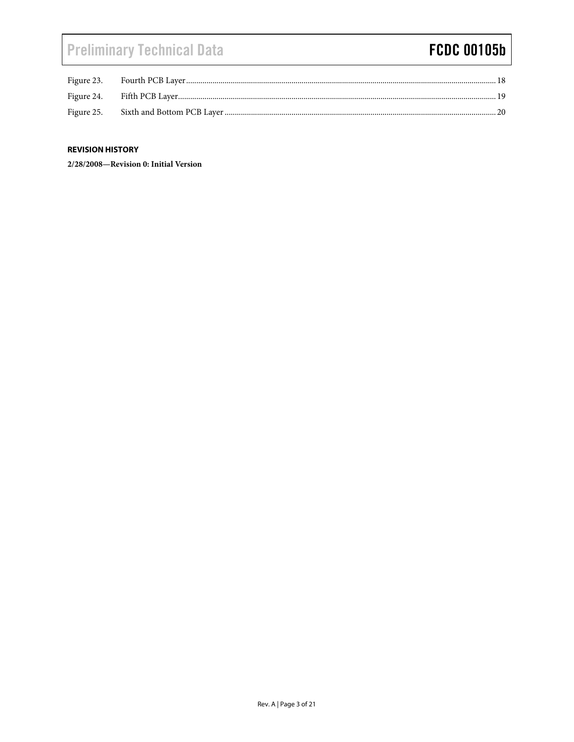| | | |
|---|---|---|
| Figure 23. | Fourth PCB Layer | 18 |
| Figure 24. | Fifth PCB Layer | 19 |
| Figure 25. | Sixth and Bottom PCB Layer | 20 |

## REVISION HISTORY

**2/28/2008—Revision 0: Initial Version**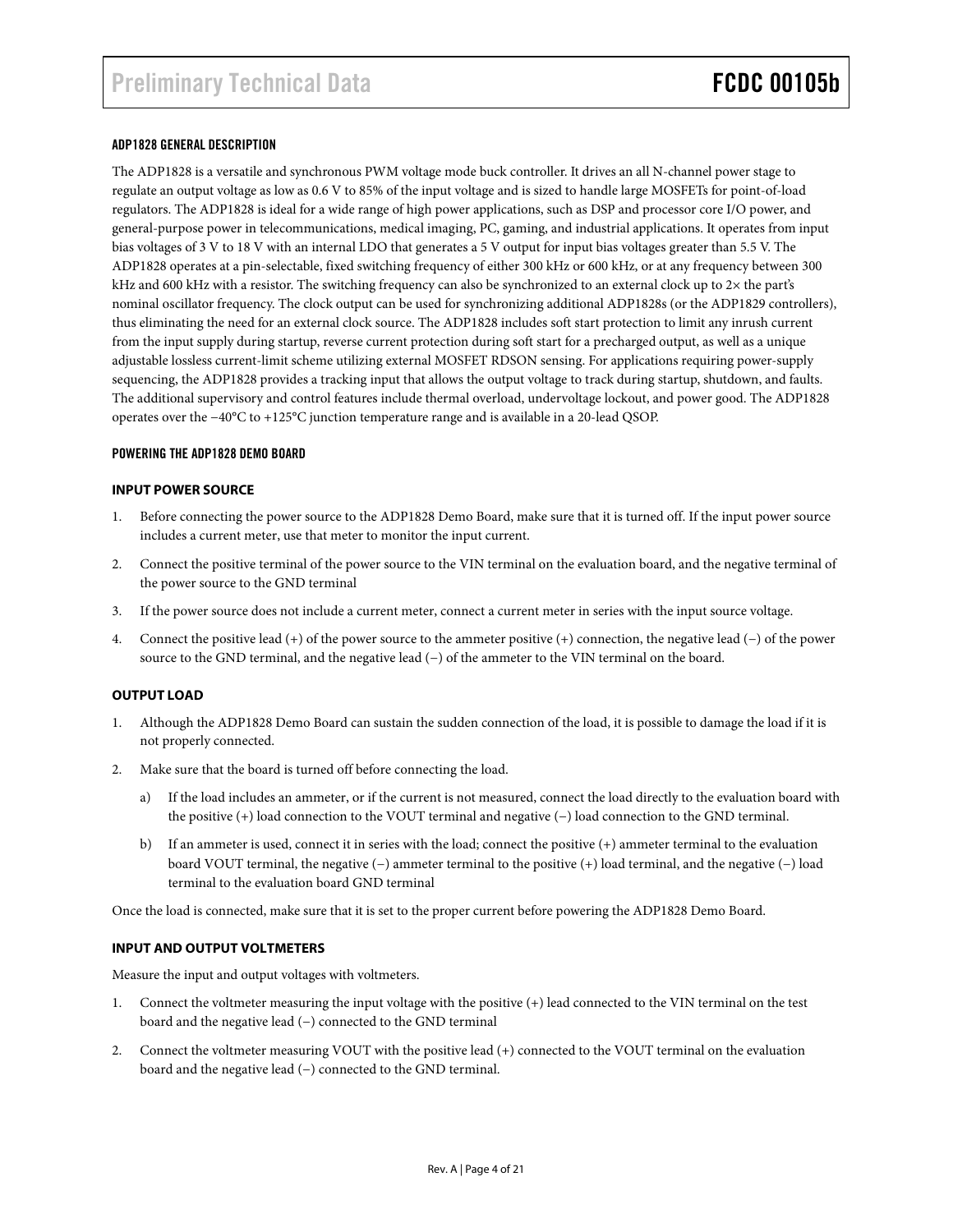## ADP1828 GENERAL DESCRIPTION

The ADP1828 is a versatile and synchronous PWM voltage mode buck controller. It drives an all N-channel power stage to regulate an output voltage as low as 0.6 V to 85% of the input voltage and is sized to handle large MOSFETs for point-of-load regulators. The ADP1828 is ideal for a wide range of high power applications, such as DSP and processor core I/O power, and general-purpose power in telecommunications, medical imaging, PC, gaming, and industrial applications. It operates from input bias voltages of 3 V to 18 V with an internal LDO that generates a 5 V output for input bias voltages greater than 5.5 V. The ADP1828 operates at a pin-selectable, fixed switching frequency of either 300 kHz or 600 kHz, or at any frequency between 300 kHz and 600 kHz with a resistor. The switching frequency can also be synchronized to an external clock up to 2× the part's nominal oscillator frequency. The clock output can be used for synchronizing additional ADP1828s (or the ADP1829 controllers), thus eliminating the need for an external clock source. The ADP1828 includes soft start protection to limit any inrush current from the input supply during startup, reverse current protection during soft start for a precharged output, as well as a unique adjustable lossless current-limit scheme utilizing external MOSFET RDSON sensing. For applications requiring power-supply sequencing, the ADP1828 provides a tracking input that allows the output voltage to track during startup, shutdown, and faults. The additional supervisory and control features include thermal overload, undervoltage lockout, and power good. The ADP1828 operates over the −40°C to +125°C junction temperature range and is available in a 20-lead QSOP.

## POWERING THE ADP1828 DEMO BOARD

### INPUT POWER SOURCE

1. Before connecting the power source to the ADP1828 Demo Board, make sure that it is turned off. If the input power source includes a current meter, use that meter to monitor the input current.
2. Connect the positive terminal of the power source to the VIN terminal on the evaluation board, and the negative terminal of the power source to the GND terminal
3. If the power source does not include a current meter, connect a current meter in series with the input source voltage.
4. Connect the positive lead (+) of the power source to the ammeter positive (+) connection, the negative lead (−) of the power source to the GND terminal, and the negative lead (−) of the ammeter to the VIN terminal on the board.

### OUTPUT LOAD

1. Although the ADP1828 Demo Board can sustain the sudden connection of the load, it is possible to damage the load if it is not properly connected.
2. Make sure that the board is turned off before connecting the load.
   a) If the load includes an ammeter, or if the current is not measured, connect the load directly to the evaluation board with the positive (+) load connection to the VOUT terminal and negative (−) load connection to the GND terminal.
   b) If an ammeter is used, connect it in series with the load; connect the positive (+) ammeter terminal to the evaluation board VOUT terminal, the negative (−) ammeter terminal to the positive (+) load terminal, and the negative (−) load terminal to the evaluation board GND terminal

Once the load is connected, make sure that it is set to the proper current before powering the ADP1828 Demo Board.

### INPUT AND OUTPUT VOLTMETERS

Measure the input and output voltages with voltmeters.

1. Connect the voltmeter measuring the input voltage with the positive (+) lead connected to the VIN terminal on the test board and the negative lead (−) connected to the GND terminal
2. Connect the voltmeter measuring VOUT with the positive lead (+) connected to the VOUT terminal on the evaluation board and the negative lead (−) connected to the GND terminal.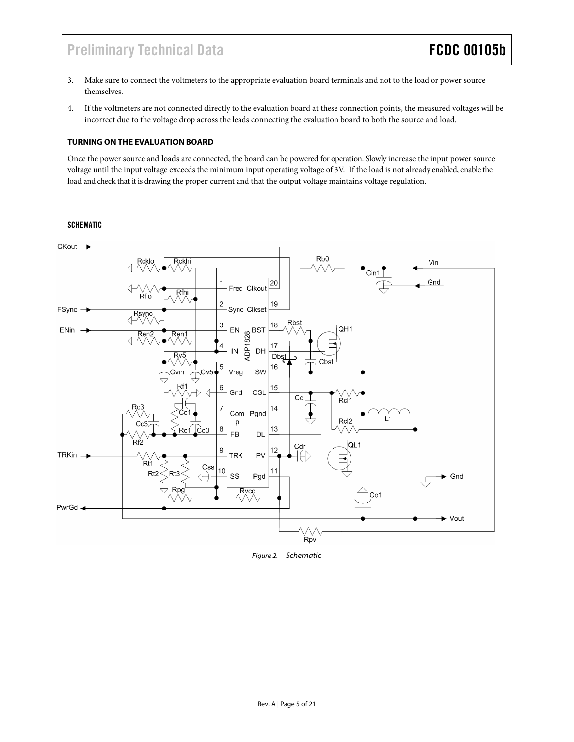3. Make sure to connect the voltmeters to the appropriate evaluation board terminals and not to the load or power source themselves.

4. If the voltmeters are not connected directly to the evaluation board at these connection points, the measured voltages will be incorrect due to the voltage drop across the leads connecting the evaluation board to both the source and load.

### TURNING ON THE EVALUATION BOARD

Once the power source and loads are connected, the board can be powered for operation. Slowly increase the input power source voltage until the input voltage exceeds the minimum input operating voltage of 3V. If the load is not already enabled, enable the load and check that it is drawing the proper current and that the output voltage maintains voltage regulation.

### SCHEMATIC

*Figure 2. Schematic*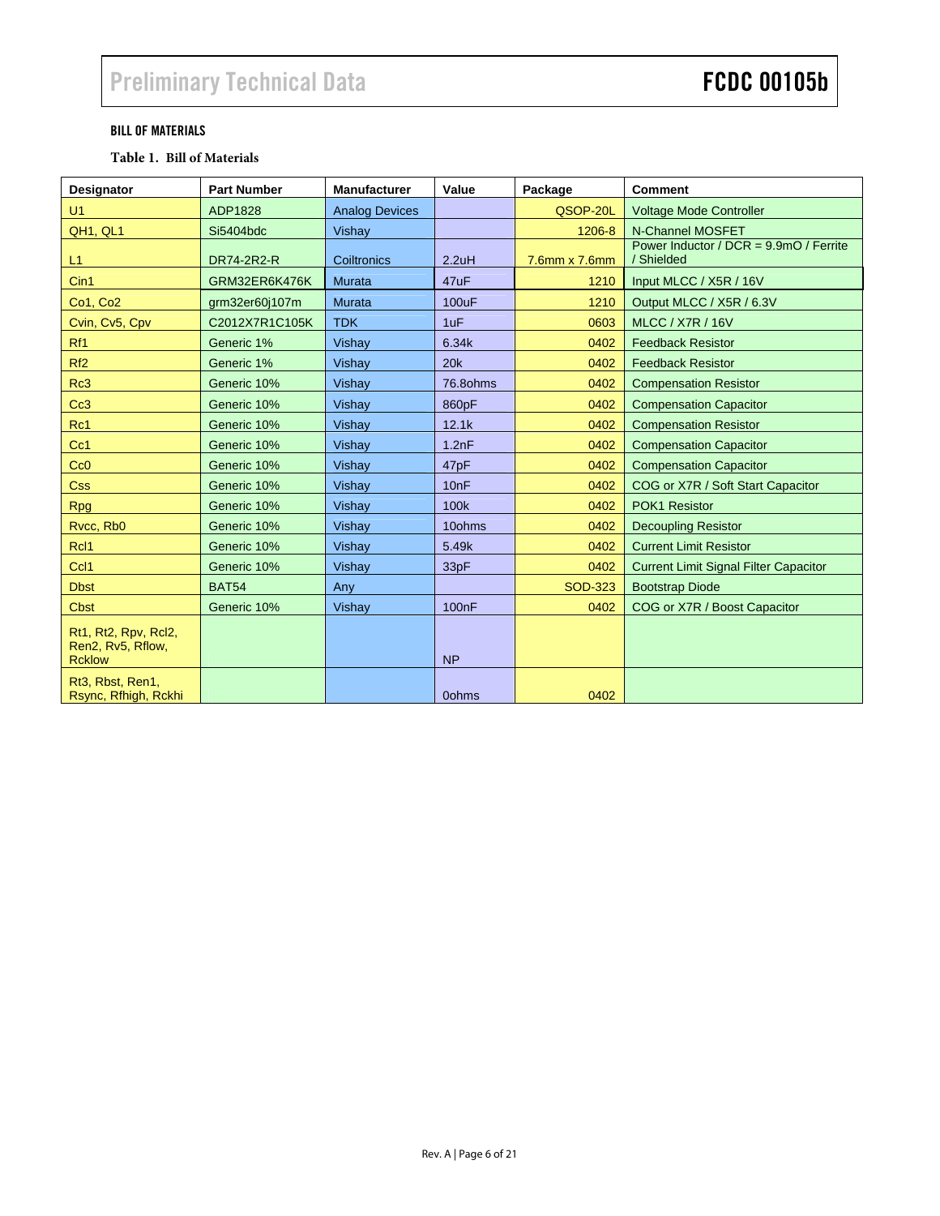## BILL OF MATERIALS

**Table 1. Bill of Materials**

| Designator | Part Number | Manufacturer | Value | Package | Comment |
|---|---|---|---|---|---|
| U1 | ADP1828 | Analog Devices | | QSOP-20L | Voltage Mode Controller |
| QH1, QL1 | Si5404bdc | Vishay | | 1206-8 | N-Channel MOSFET |
| L1 | DR74-2R2-R | Coiltronics | 2.2uH | 7.6mm x 7.6mm | Power Inductor / DCR = 9.9mO / Ferrite / Shielded |
| Cin1 | GRM32ER6K476K | Murata | 47uF | 1210 | Input MLCC / X5R / 16V |
| Co1, Co2 | grm32er60j107m | Murata | 100uF | 1210 | Output MLCC / X5R / 6.3V |
| Cvin, Cv5, Cpv | C2012X7R1C105K | TDK | 1uF | 0603 | MLCC / X7R / 16V |
| Rf1 | Generic 1% | Vishay | 6.34k | 0402 | Feedback Resistor |
| Rf2 | Generic 1% | Vishay | 20k | 0402 | Feedback Resistor |
| Rc3 | Generic 10% | Vishay | 76.8ohms | 0402 | Compensation Resistor |
| Cc3 | Generic 10% | Vishay | 860pF | 0402 | Compensation Capacitor |
| Rc1 | Generic 10% | Vishay | 12.1k | 0402 | Compensation Resistor |
| Cc1 | Generic 10% | Vishay | 1.2nF | 0402 | Compensation Capacitor |
| Cc0 | Generic 10% | Vishay | 47pF | 0402 | Compensation Capacitor |
| Css | Generic 10% | Vishay | 10nF | 0402 | COG or X7R / Soft Start Capacitor |
| Rpg | Generic 10% | Vishay | 100k | 0402 | POK1 Resistor |
| Rvcc, Rb0 | Generic 10% | Vishay | 10ohms | 0402 | Decoupling Resistor |
| Rcl1 | Generic 10% | Vishay | 5.49k | 0402 | Current Limit Resistor |
| Ccl1 | Generic 10% | Vishay | 33pF | 0402 | Current Limit Signal Filter Capacitor |
| Dbst | BAT54 | Any | | SOD-323 | Bootstrap Diode |
| Cbst | Generic 10% | Vishay | 100nF | 0402 | COG or X7R / Boost Capacitor |
| Rt1, Rt2, Rpv, Rcl2, Ren2, Rv5, Rflow, Rcklow | | | NP | | |
| Rt3, Rbst, Ren1, Rsync, Rfhigh, Rckhi | | | 0ohms | 0402 | |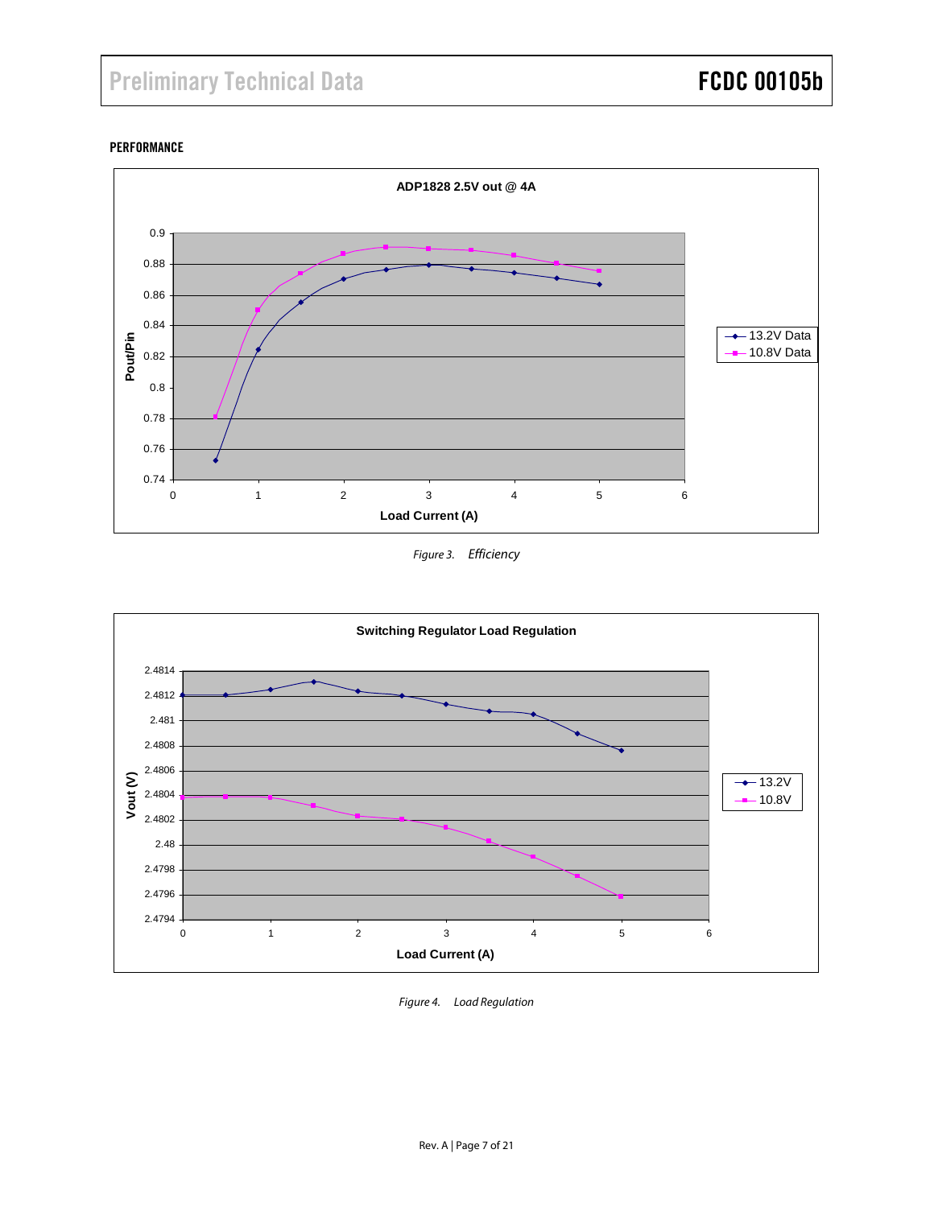## PERFORMANCE

**ADP1828 2.5V out @ 4A**

*Figure 3. Efficiency*

**Switching Regulator Load Regulation**

*Figure 4. Load Regulation*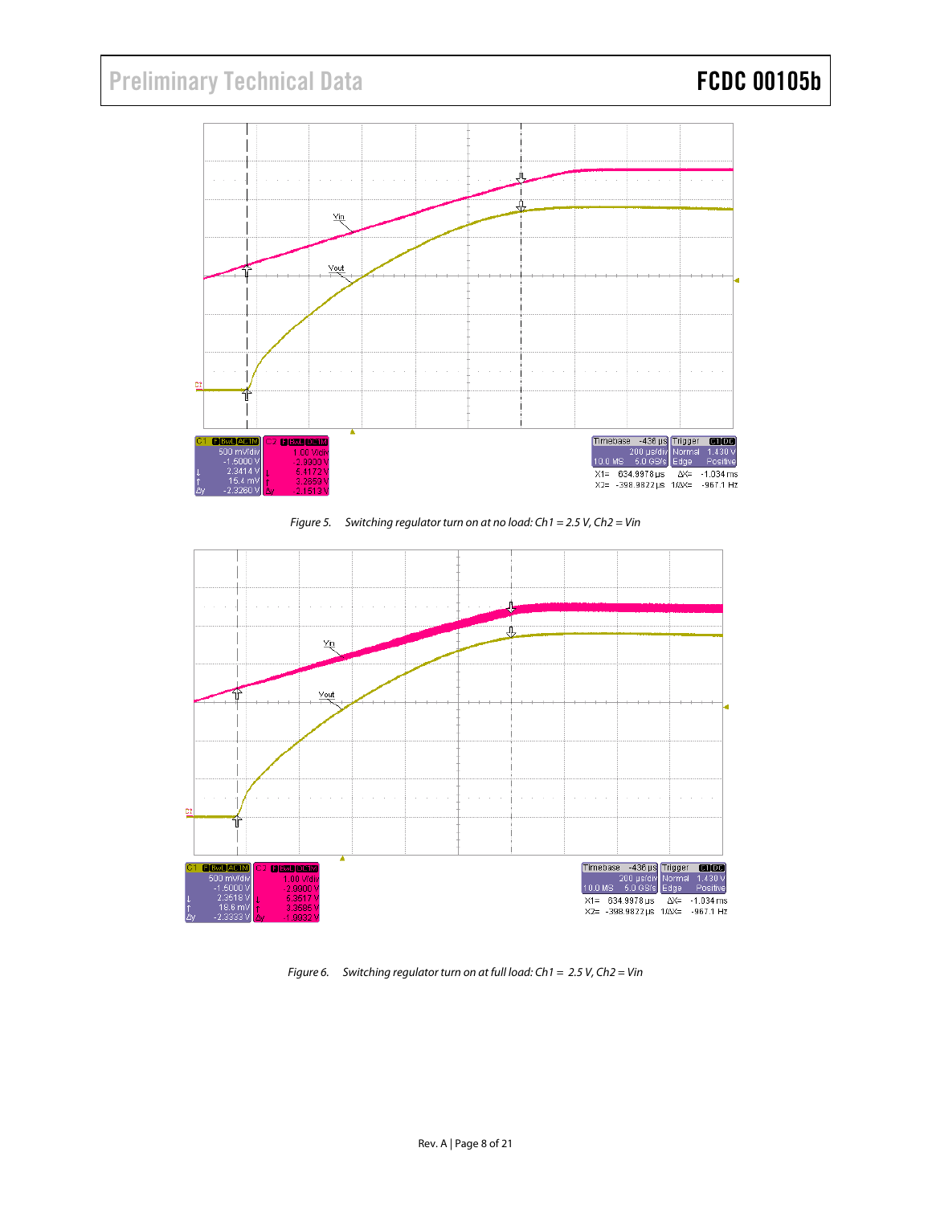*Figure 5. Switching regulator turn on at no load: Ch1 = 2.5 V, Ch2 = Vin*

*Figure 6. Switching regulator turn on at full load: Ch1 = 2.5 V, Ch2 = Vin*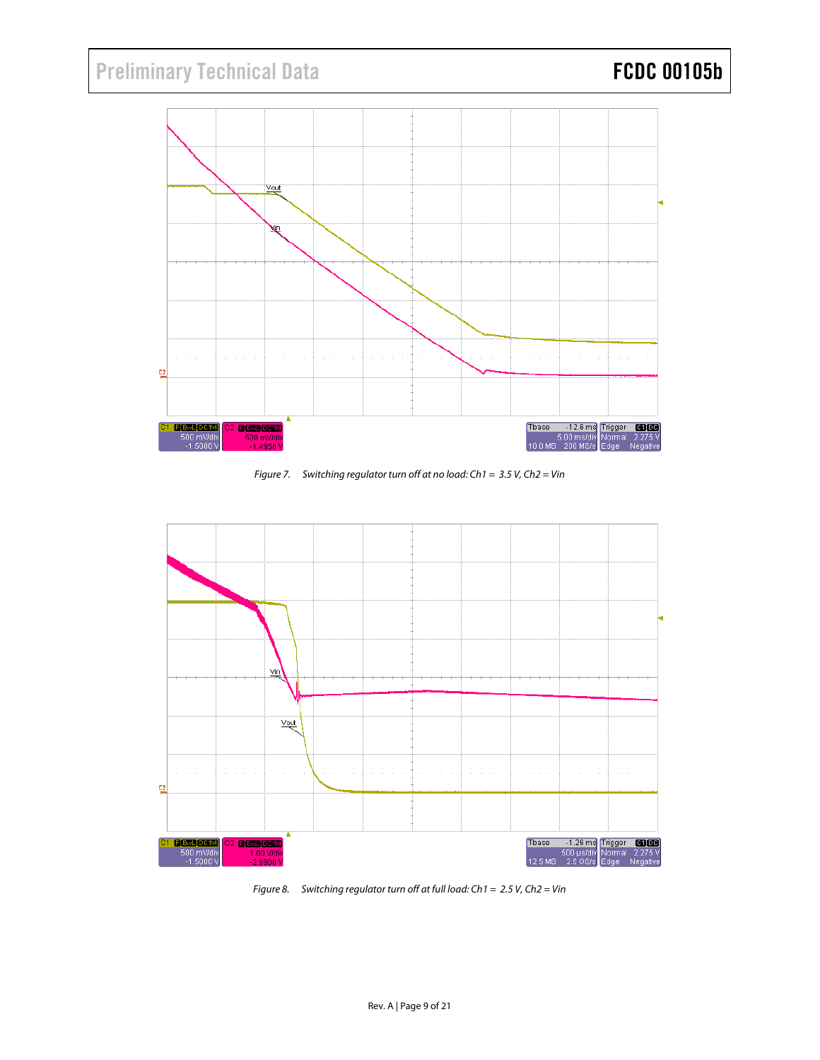*Figure 7. Switching regulator turn off at no load: Ch1 = 3.5 V, Ch2 = Vin*

*Figure 8. Switching regulator turn off at full load: Ch1 = 2.5 V, Ch2 = Vin*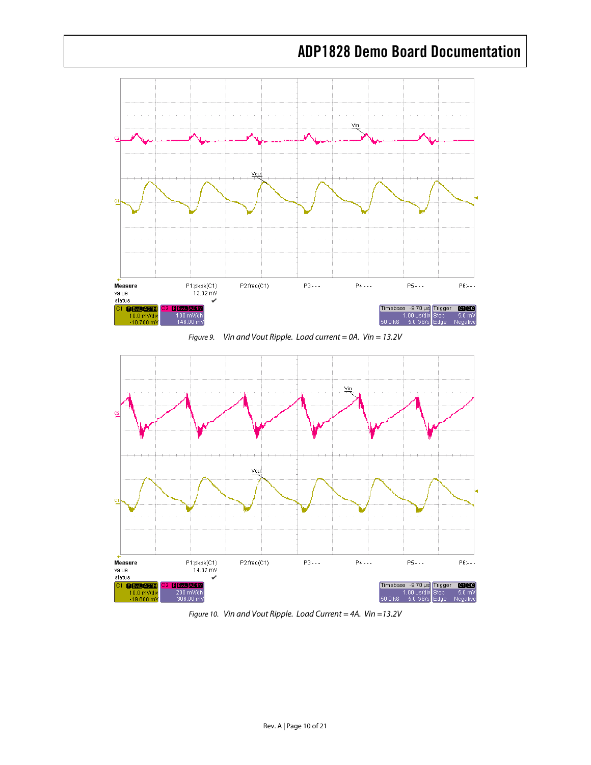Figure 9. Vin and Vout Ripple. Load current = 0A. Vin = 13.2V

Figure 10. Vin and Vout Ripple. Load Current = 4A. Vin =13.2V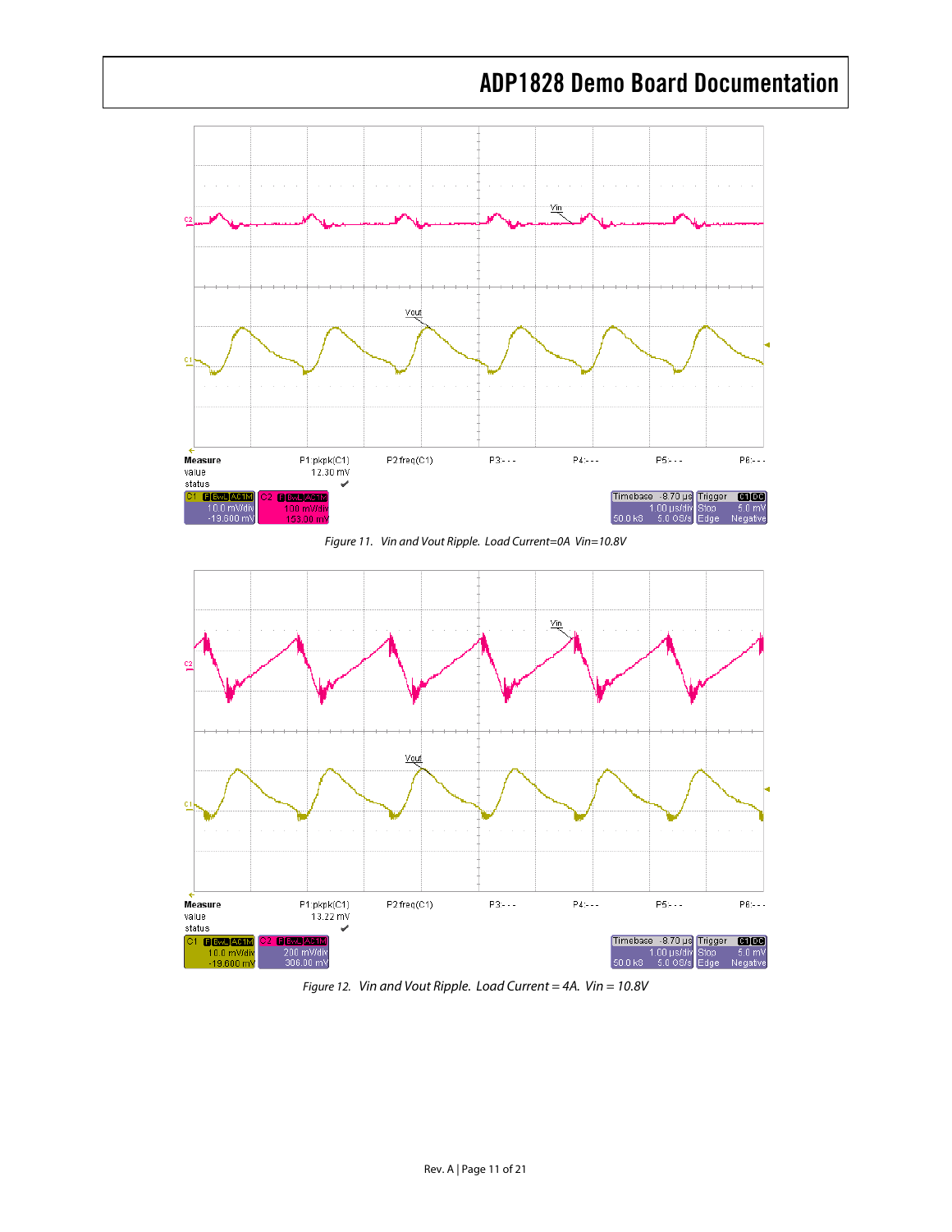Figure 11. Vin and Vout Ripple. Load Current=0A Vin=10.8V

Figure 12. Vin and Vout Ripple. Load Current = 4A. Vin = 10.8V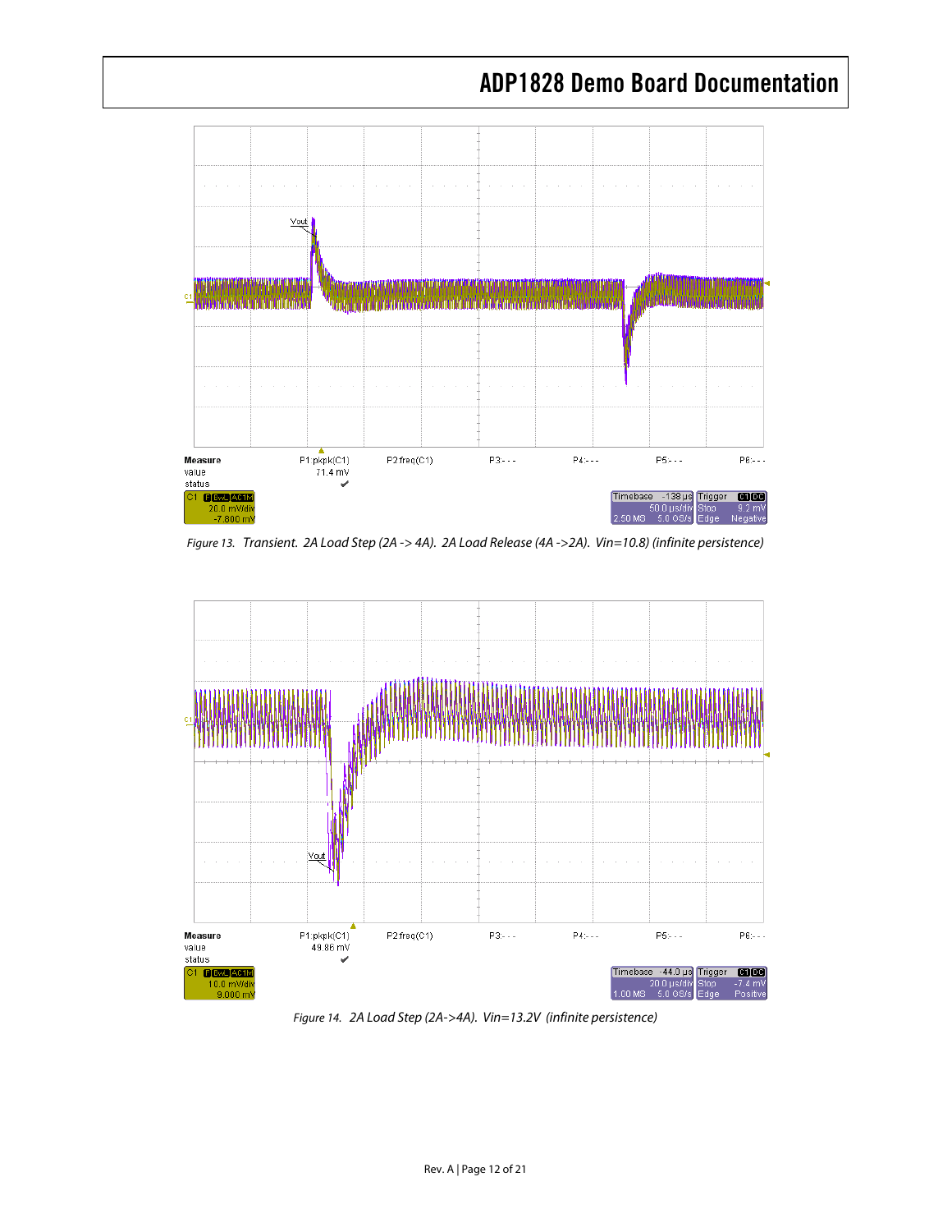Figure 13. Transient. 2A Load Step (2A -> 4A). 2A Load Release (4A ->2A). Vin=10.8) (infinite persistence)

Figure 14. 2A Load Step (2A->4A). Vin=13.2V (infinite persistence)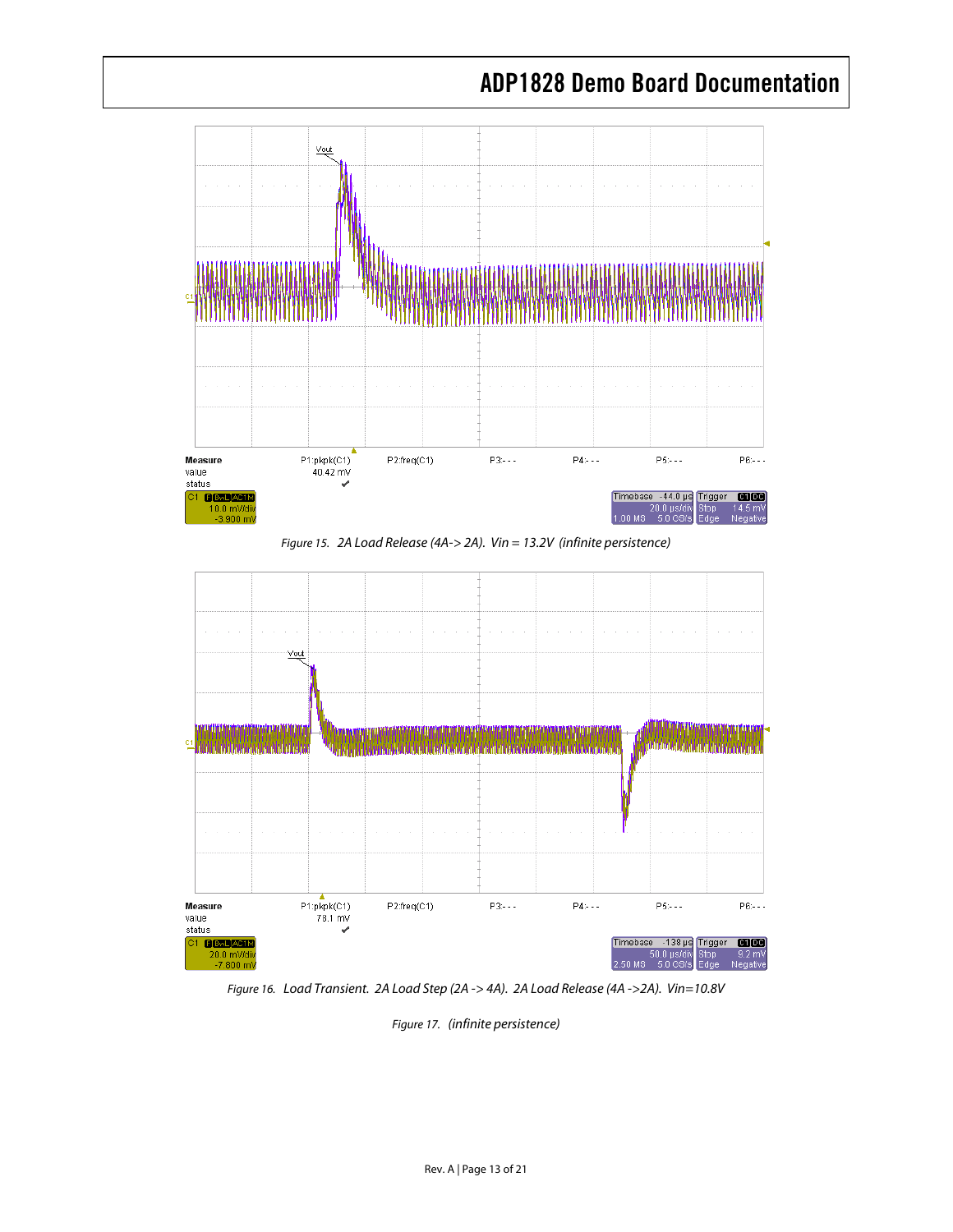*Figure 15. 2A Load Release (4A-> 2A). Vin = 13.2V (infinite persistence)*

*Figure 16. Load Transient. 2A Load Step (2A -> 4A). 2A Load Release (4A ->2A). Vin=10.8V*

*Figure 17. (infinite persistence)*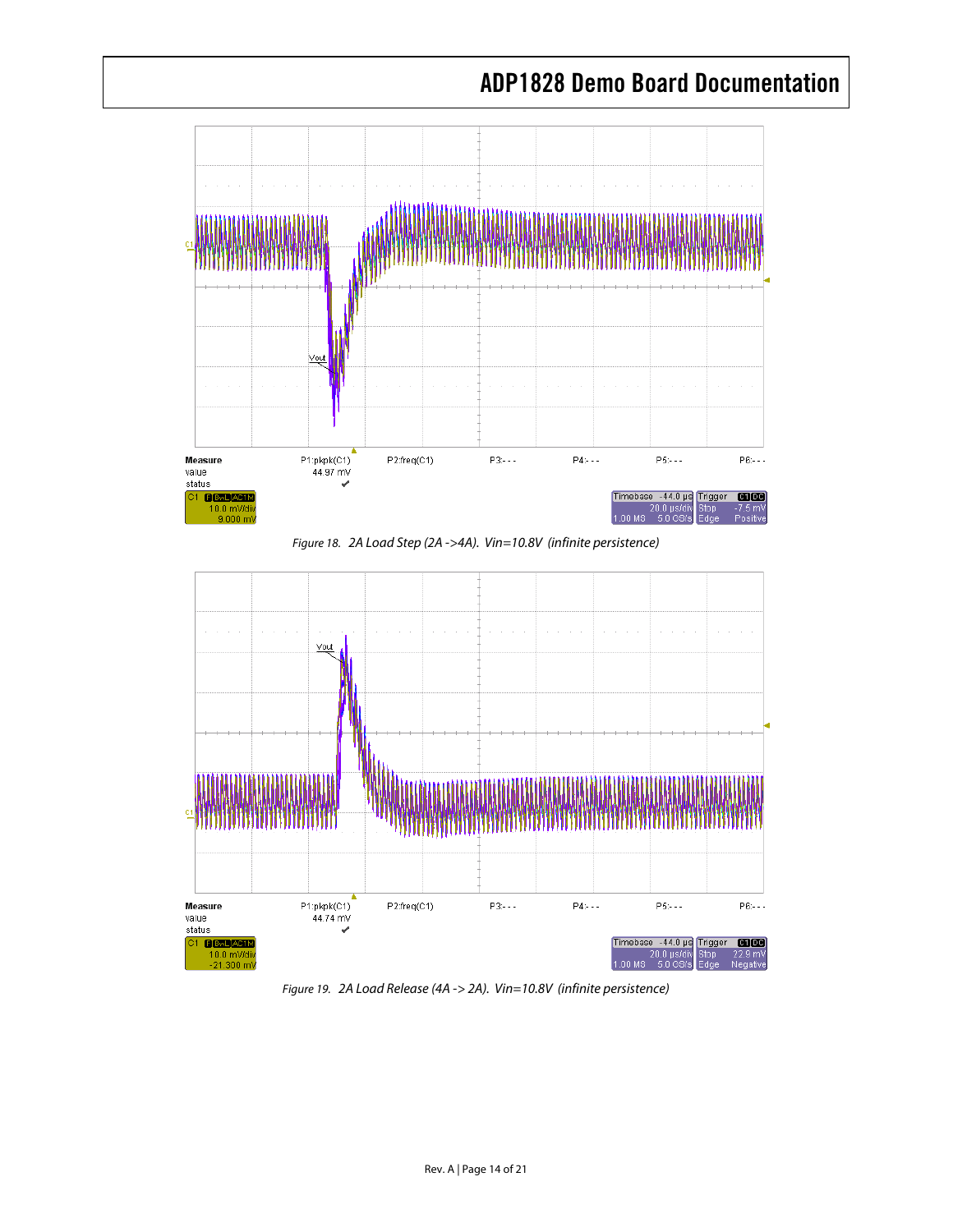Figure 18. 2A Load Step (2A ->4A). Vin=10.8V (infinite persistence)

Figure 19. 2A Load Release (4A -> 2A). Vin=10.8V (infinite persistence)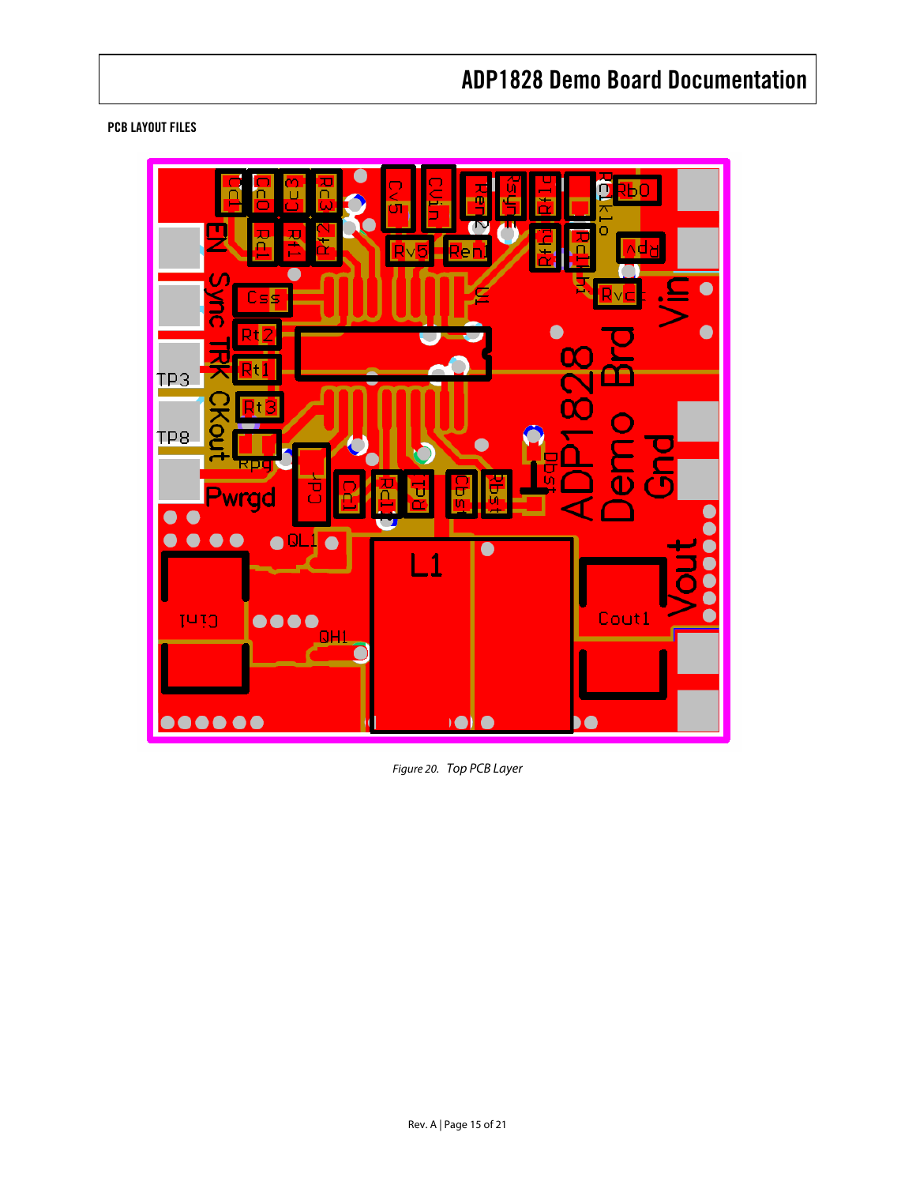## PCB LAYOUT FILES

*Figure 20. Top PCB Layer*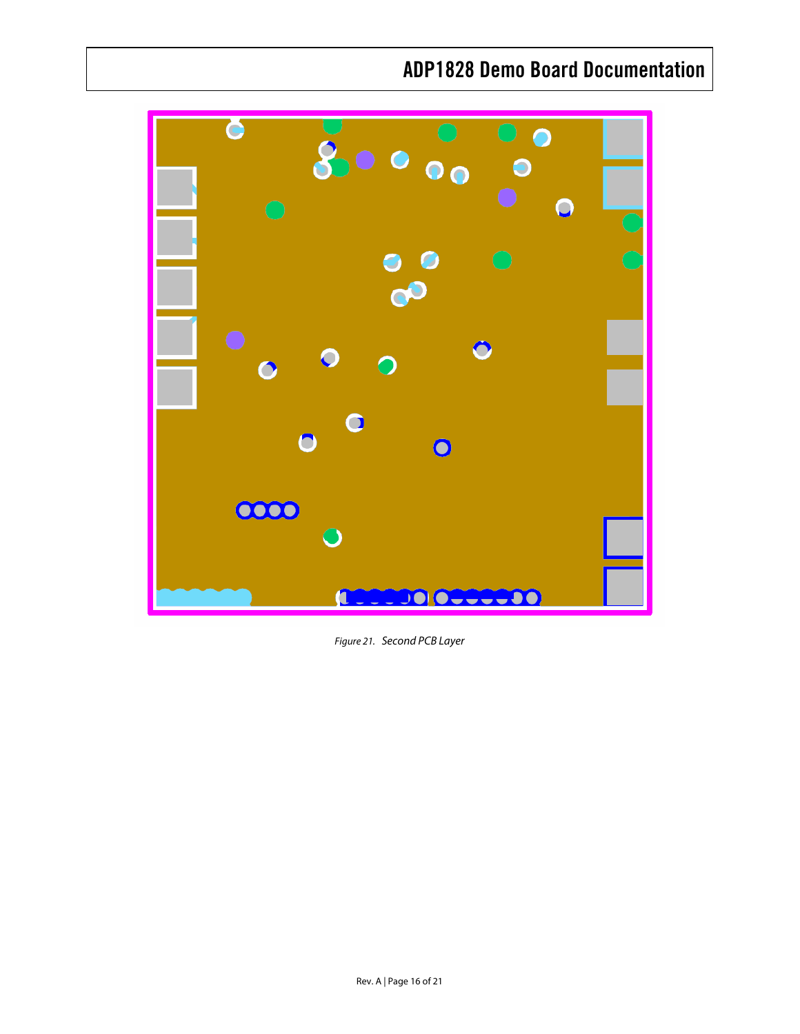*Figure 21. Second PCB Layer*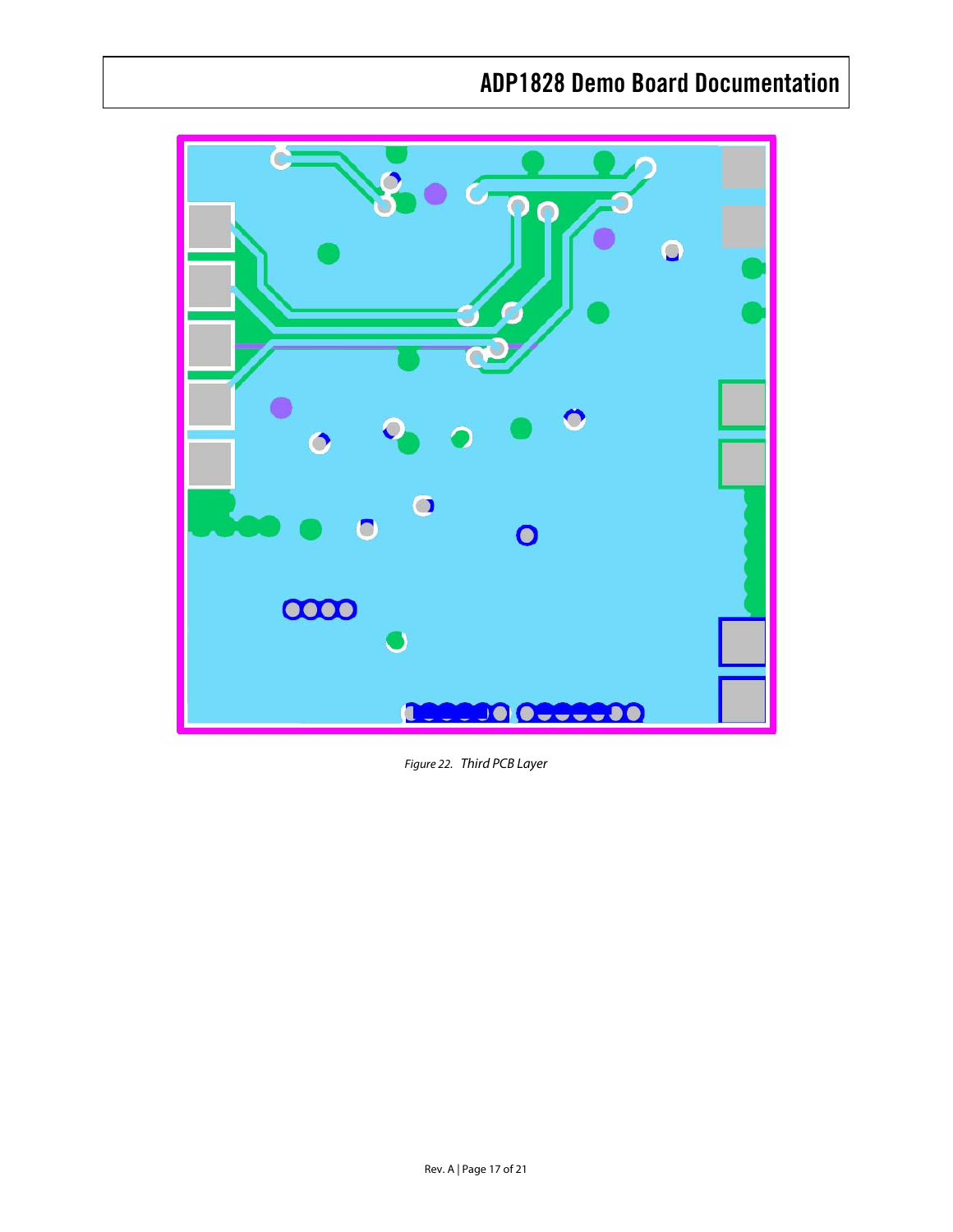Figure 22. Third PCB Layer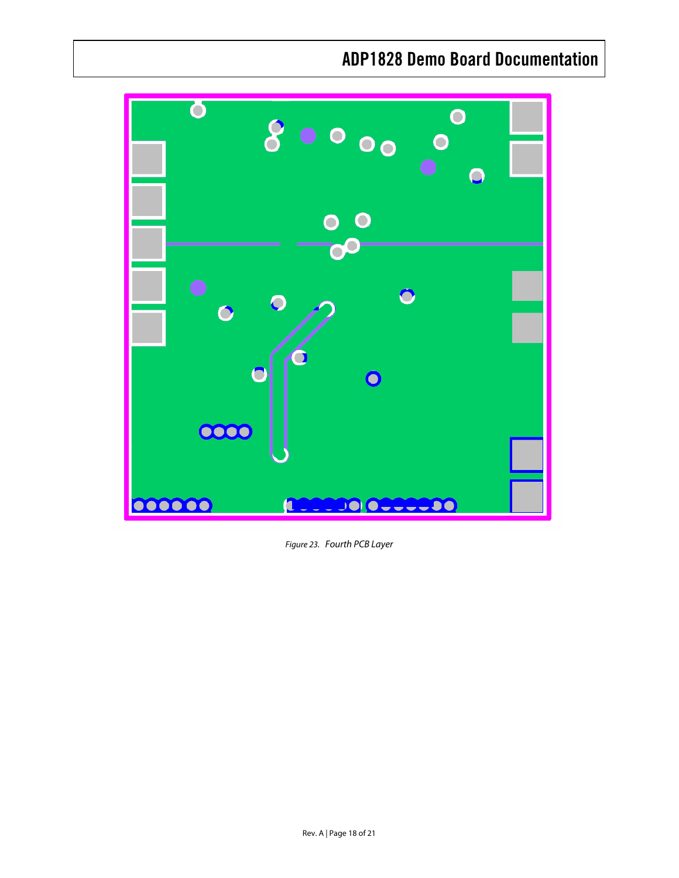*Figure 23. Fourth PCB Layer*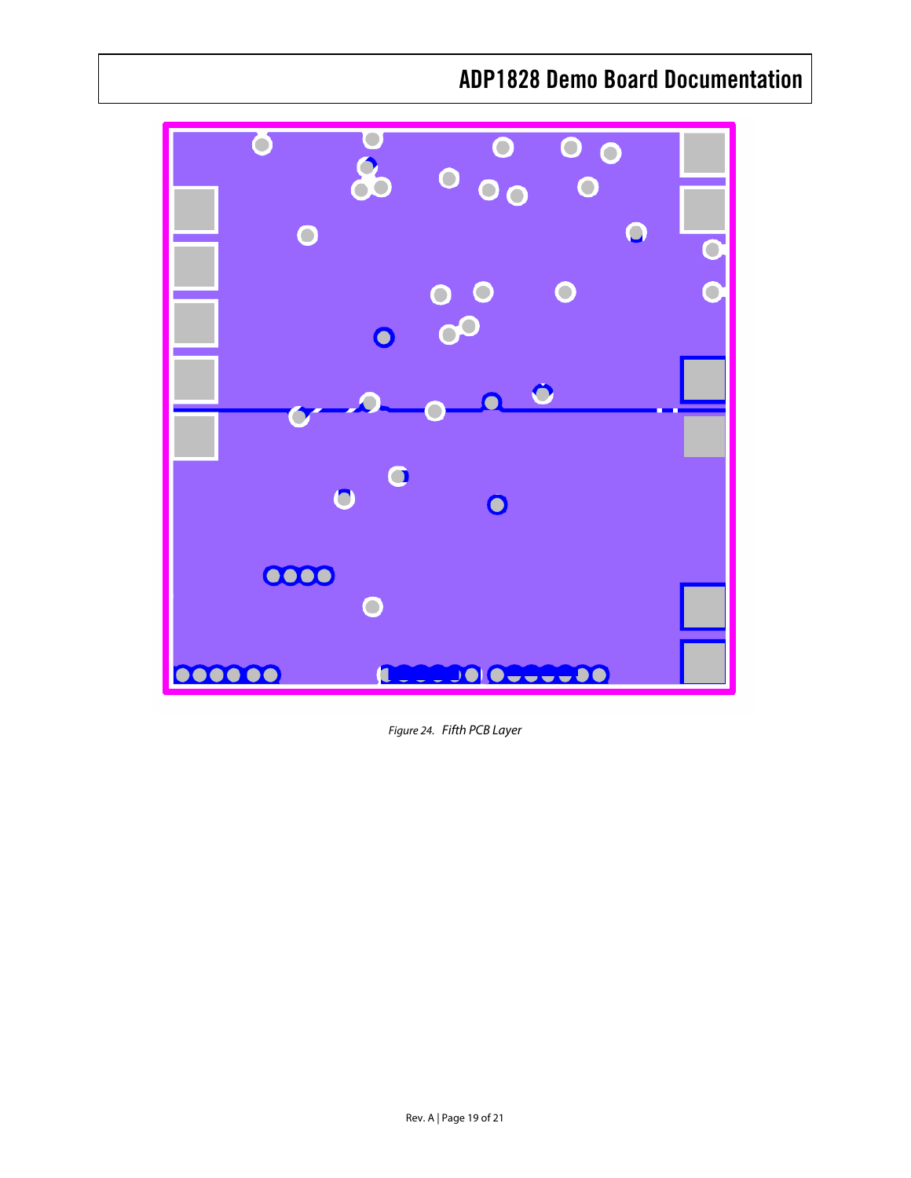Figure 24. Fifth PCB Layer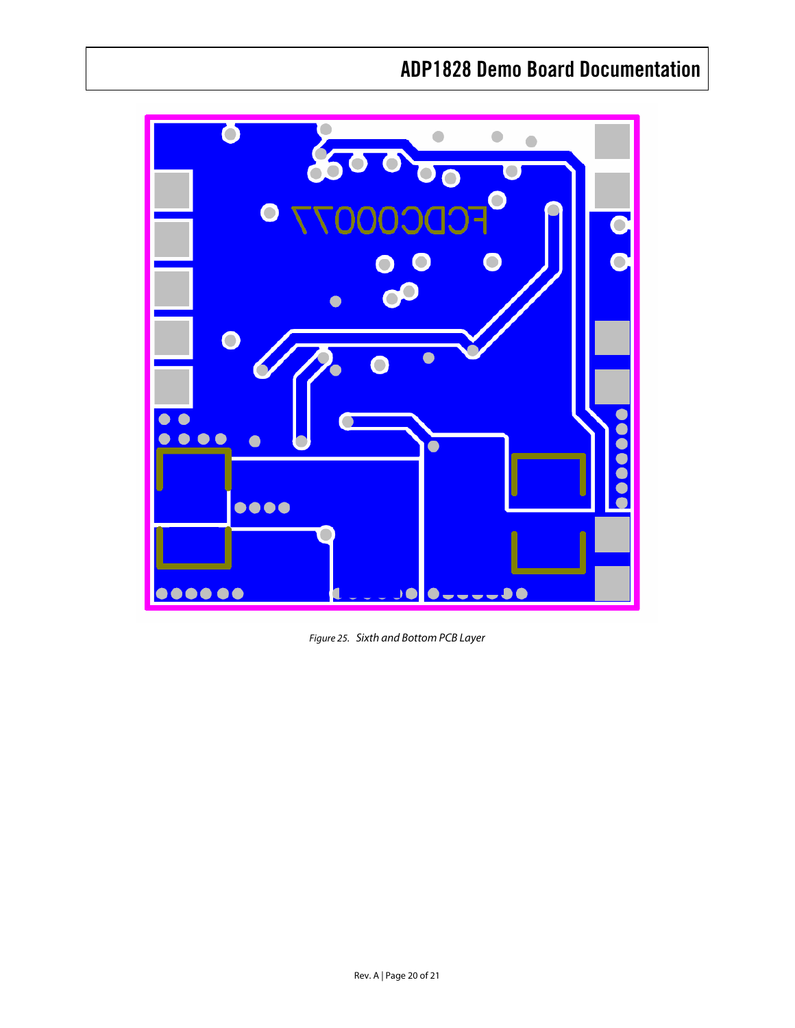Figure 25. Sixth and Bottom PCB Layer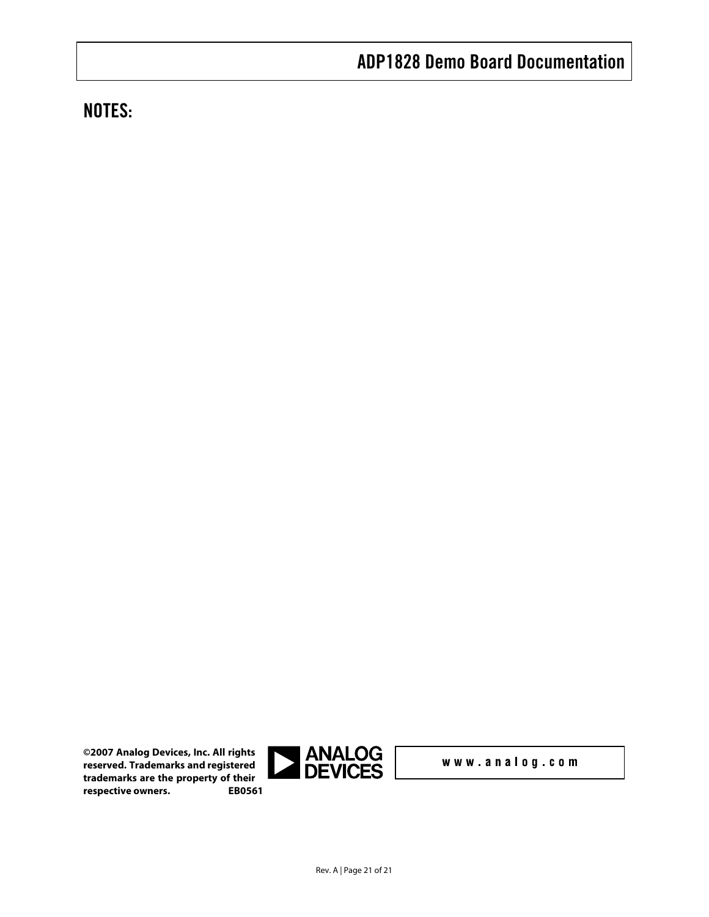## NOTES:

**©2007 Analog Devices, Inc. All rights reserved. Trademarks and registered trademarks are the property of their respective owners. EB0561**

ANALOG DEVICES

www.analog.com